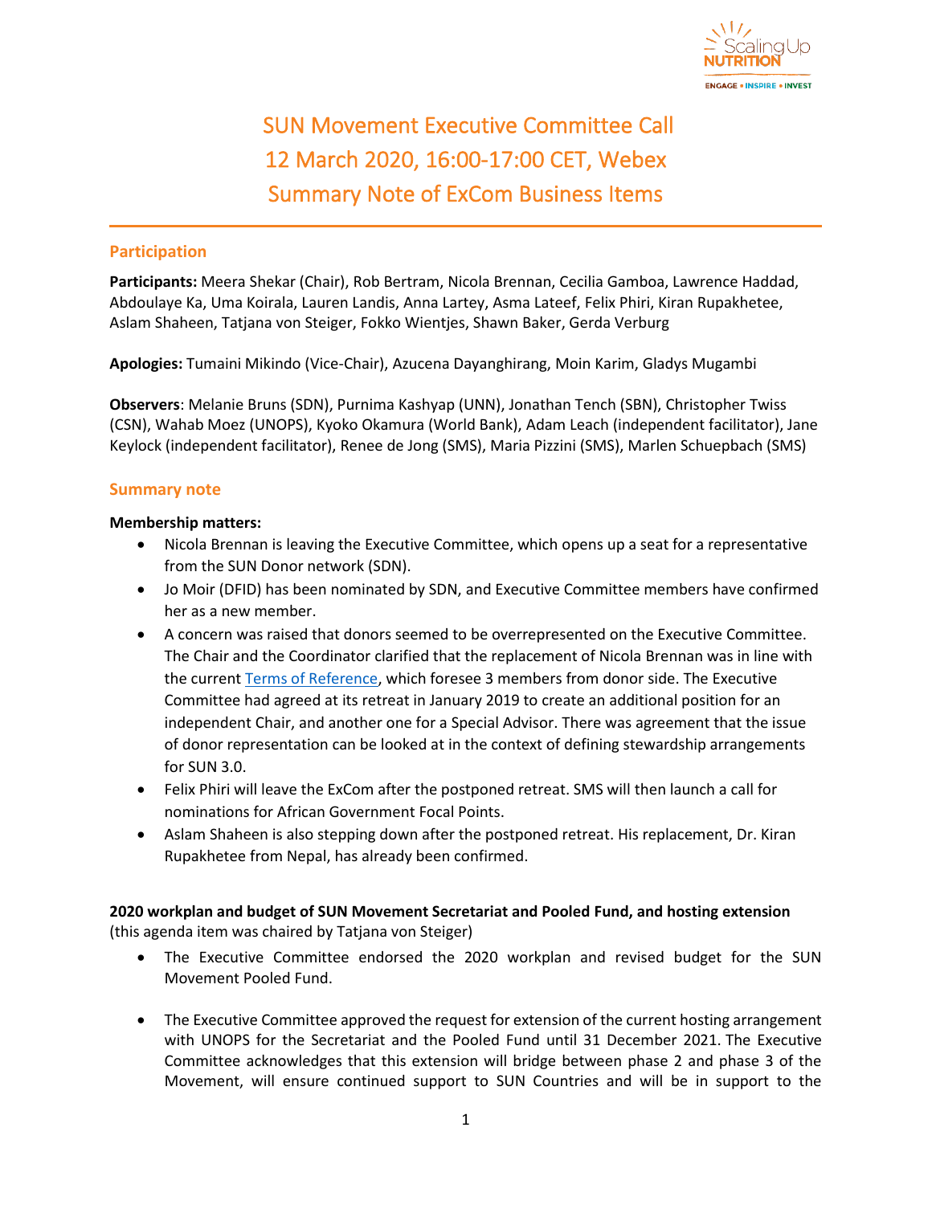# SUN Movement Executive Committee Call
# 12 March 2020, 16:00-17:00 CET, Webex
# Summary Note of ExCom Business Items

## Participation

**Participants:** Meera Shekar (Chair), Rob Bertram, Nicola Brennan, Cecilia Gamboa, Lawrence Haddad, Abdoulaye Ka, Uma Koirala, Lauren Landis, Anna Lartey, Asma Lateef, Felix Phiri, Kiran Rupakhetee, Aslam Shaheen, Tatjana von Steiger, Fokko Wientjes, Shawn Baker, Gerda Verburg

**Apologies:** Tumaini Mikindo (Vice-Chair), Azucena Dayanghirang, Moin Karim, Gladys Mugambi

**Observers**: Melanie Bruns (SDN), Purnima Kashyap (UNN), Jonathan Tench (SBN), Christopher Twiss (CSN), Wahab Moez (UNOPS), Kyoko Okamura (World Bank), Adam Leach (independent facilitator), Jane Keylock (independent facilitator), Renee de Jong (SMS), Maria Pizzini (SMS), Marlen Schuepbach (SMS)

## Summary note

**Membership matters:**

- Nicola Brennan is leaving the Executive Committee, which opens up a seat for a representative from the SUN Donor network (SDN).
- Jo Moir (DFID) has been nominated by SDN, and Executive Committee members have confirmed her as a new member.
- A concern was raised that donors seemed to be overrepresented on the Executive Committee. The Chair and the Coordinator clarified that the replacement of Nicola Brennan was in line with the current Terms of Reference, which foresee 3 members from donor side. The Executive Committee had agreed at its retreat in January 2019 to create an additional position for an independent Chair, and another one for a Special Advisor. There was agreement that the issue of donor representation can be looked at in the context of defining stewardship arrangements for SUN 3.0.
- Felix Phiri will leave the ExCom after the postponed retreat. SMS will then launch a call for nominations for African Government Focal Points.
- Aslam Shaheen is also stepping down after the postponed retreat. His replacement, Dr. Kiran Rupakhetee from Nepal, has already been confirmed.

**2020 workplan and budget of SUN Movement Secretariat and Pooled Fund, and hosting extension**
(this agenda item was chaired by Tatjana von Steiger)

- The Executive Committee endorsed the 2020 workplan and revised budget for the SUN Movement Pooled Fund.

- The Executive Committee approved the request for extension of the current hosting arrangement with UNOPS for the Secretariat and the Pooled Fund until 31 December 2021. The Executive Committee acknowledges that this extension will bridge between phase 2 and phase 3 of the Movement, will ensure continued support to SUN Countries and will be in support to the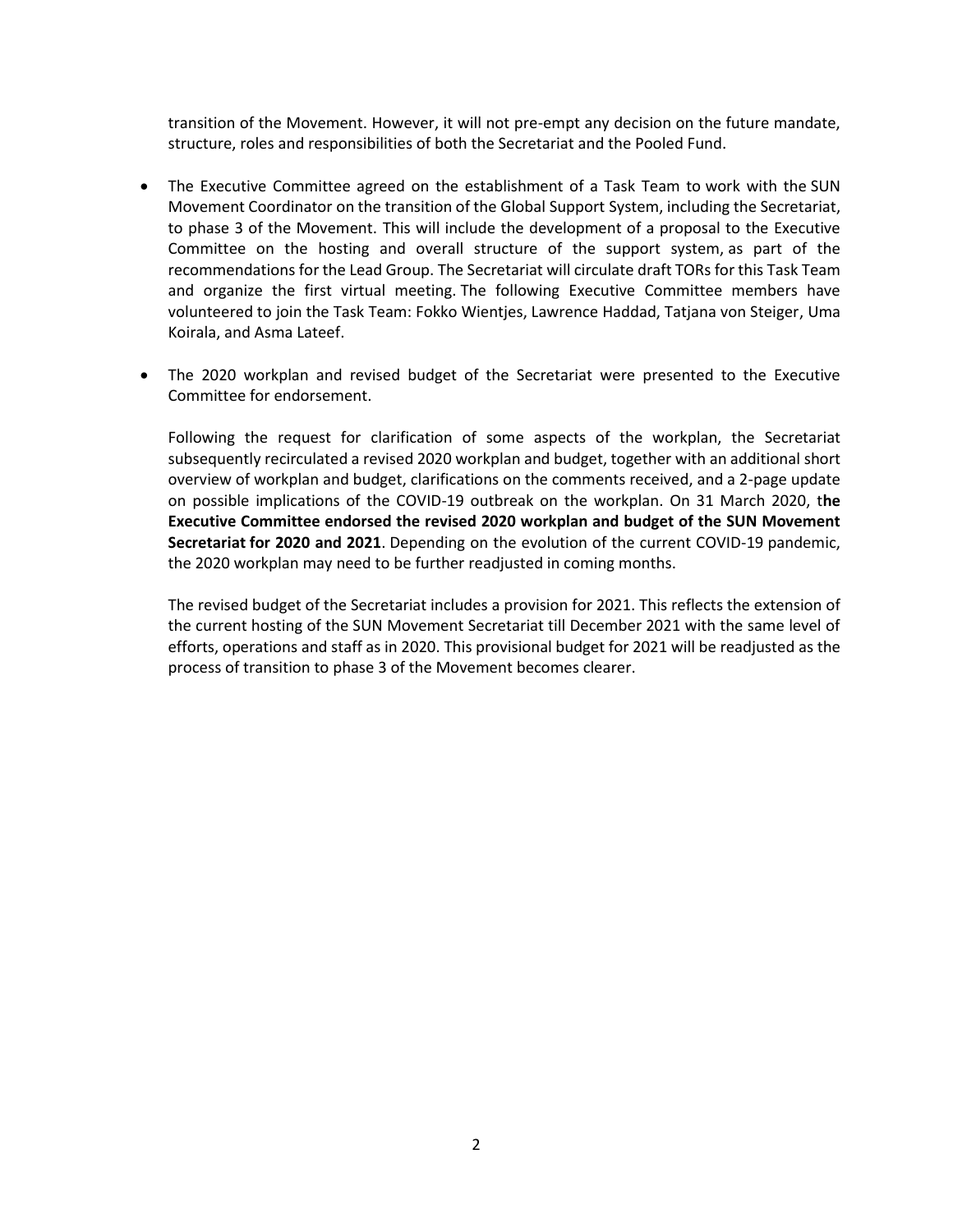transition of the Movement. However, it will not pre-empt any decision on the future mandate, structure, roles and responsibilities of both the Secretariat and the Pooled Fund.

- The Executive Committee agreed on the establishment of a Task Team to work with the SUN Movement Coordinator on the transition of the Global Support System, including the Secretariat, to phase 3 of the Movement. This will include the development of a proposal to the Executive Committee on the hosting and overall structure of the support system, as part of the recommendations for the Lead Group. The Secretariat will circulate draft TORs for this Task Team and organize the first virtual meeting. The following Executive Committee members have volunteered to join the Task Team: Fokko Wientjes, Lawrence Haddad, Tatjana von Steiger, Uma Koirala, and Asma Lateef.

- The 2020 workplan and revised budget of the Secretariat were presented to the Executive Committee for endorsement.

  Following the request for clarification of some aspects of the workplan, the Secretariat subsequently recirculated a revised 2020 workplan and budget, together with an additional short overview of workplan and budget, clarifications on the comments received, and a 2-page update on possible implications of the COVID-19 outbreak on the workplan. On 31 March 2020, t**he Executive Committee endorsed the revised 2020 workplan and budget of the SUN Movement Secretariat for 2020 and 2021**. Depending on the evolution of the current COVID-19 pandemic, the 2020 workplan may need to be further readjusted in coming months.

  The revised budget of the Secretariat includes a provision for 2021. This reflects the extension of the current hosting of the SUN Movement Secretariat till December 2021 with the same level of efforts, operations and staff as in 2020. This provisional budget for 2021 will be readjusted as the process of transition to phase 3 of the Movement becomes clearer.